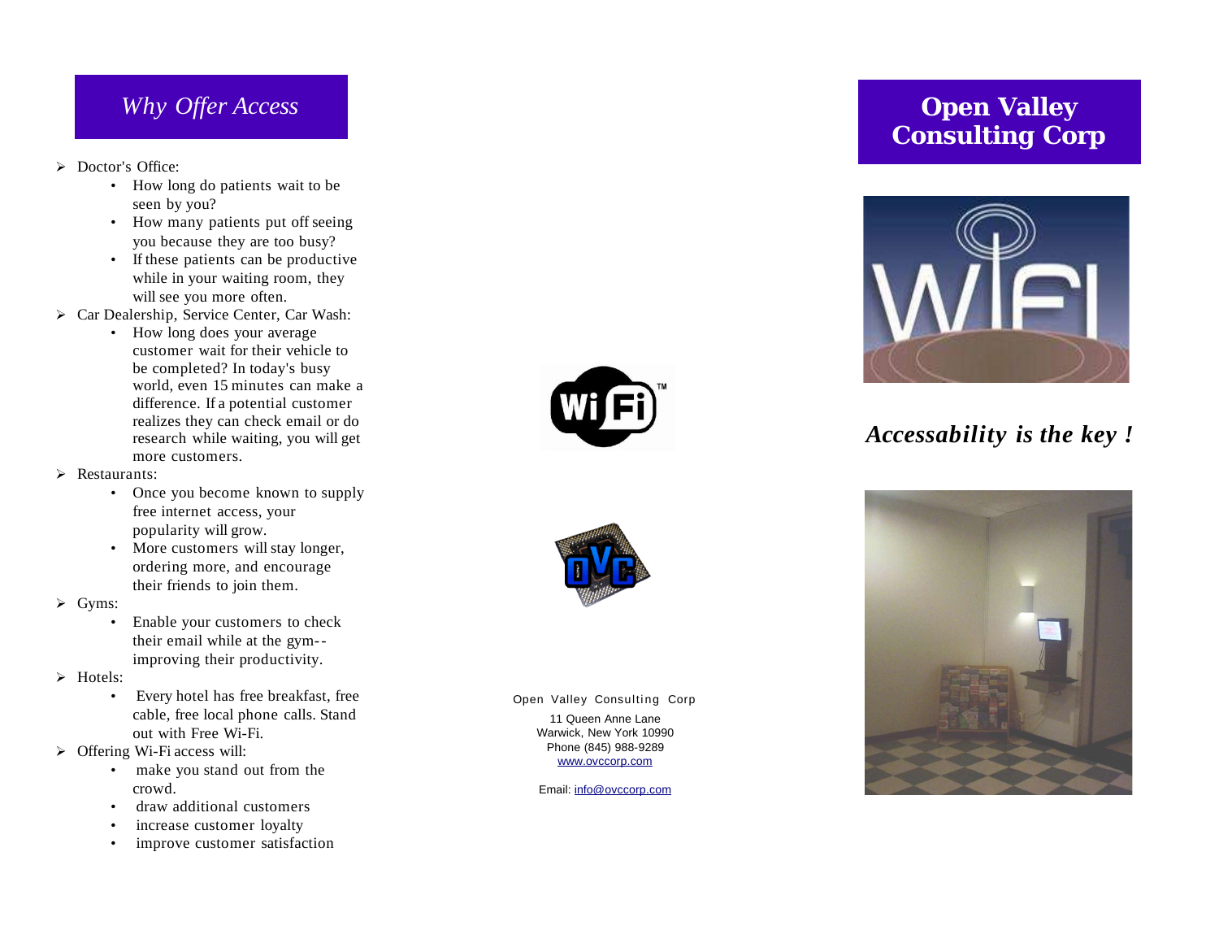## *Why Offer Access*

- Doctor's Office:
  - How long do patients wait to be seen by you?
  - How many patients put off seeing you because they are too busy?
  - If these patients can be productive while in your waiting room, they will see you more often.
- Car Dealership, Service Center, Car Wash:
  - How long does your average customer wait for their vehicle to be completed? In today's busy world, even 15 minutes can make a difference. If a potential customer realizes they can check email or do research while waiting, you will get more customers.
- Restaurants:
  - Once you become known to supply free internet access, your popularity will grow.
  - More customers will stay longer, ordering more, and encourage their friends to join them.
- Gyms:
  - Enable your customers to check their email while at the gym--improving their productivity.
- Hotels:
  - Every hotel has free breakfast, free cable, free local phone calls. Stand out with Free Wi-Fi.
- Offering Wi-Fi access will:
  - make you stand out from the crowd.
  - draw additional customers
  - increase customer loyalty
  - improve customer satisfaction

Open Valley Consulting Corp

11 Queen Anne Lane
Warwick, New York 10990
Phone (845) 988-9289
www.ovccorp.com

Email: info@ovccorp.com

# Open Valley Consulting Corp

***Accessability is the key !***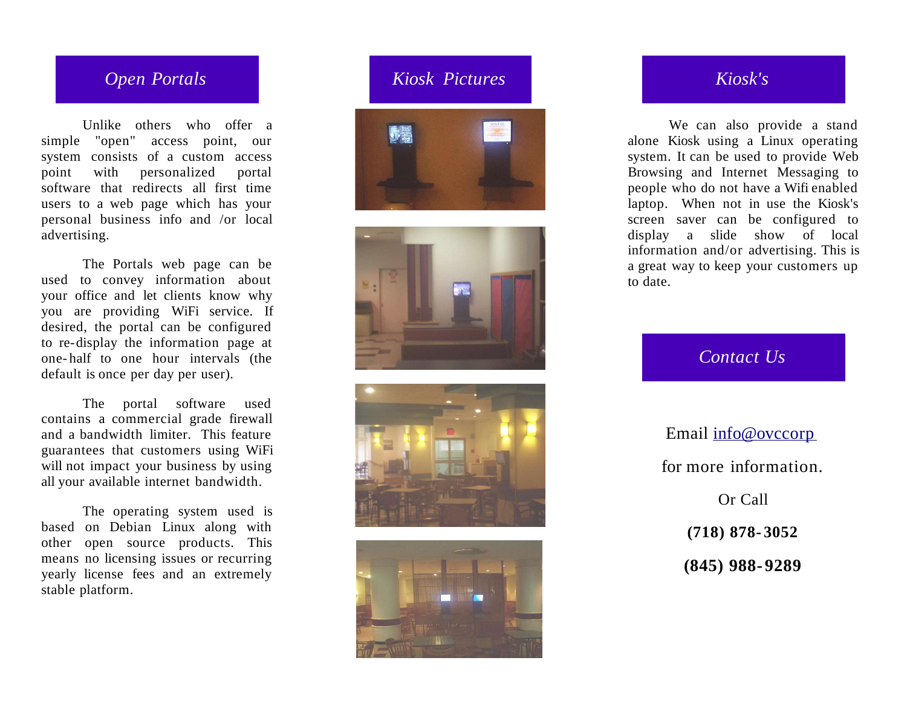## *Open Portals*

Unlike others who offer a simple "open" access point, our system consists of a custom access point with personalized portal software that redirects all first time users to a web page which has your personal business info and /or local advertising.

The Portals web page can be used to convey information about your office and let clients know why you are providing WiFi service. If desired, the portal can be configured to re-display the information page at one-half to one hour intervals (the default is once per day per user).

The portal software used contains a commercial grade firewall and a bandwidth limiter. This feature guarantees that customers using WiFi will not impact your business by using all your available internet bandwidth.

The operating system used is based on Debian Linux along with other open source products. This means no licensing issues or recurring yearly license fees and an extremely stable platform.

## *Kiosk Pictures*

## *Kiosk's*

We can also provide a stand alone Kiosk using a Linux operating system. It can be used to provide Web Browsing and Internet Messaging to people who do not have a Wifi enabled laptop. When not in use the Kiosk's screen saver can be configured to display a slide show of local information and/or advertising. This is a great way to keep your customers up to date.

## *Contact Us*

Email info@ovccorp

for more information.

Or Call

**(718) 878-3052**

**(845) 988-9289**